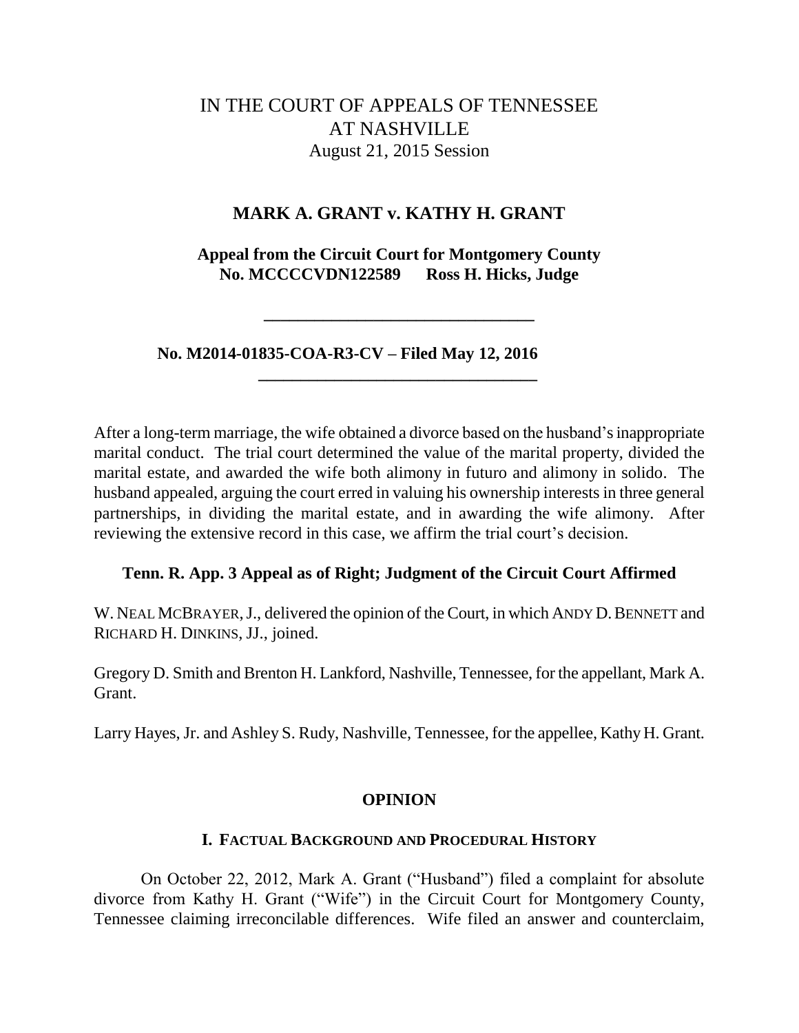IN THE COURT OF APPEALS OF TENNESSEE
AT NASHVILLE
August 21, 2015 Session

**MARK A. GRANT v. KATHY H. GRANT**

**Appeal from the Circuit Court for Montgomery County**
**No. MCCCCVDN122589 Ross H. Hicks, Judge**

---

**No. M2014-01835-COA-R3-CV – Filed May 12, 2016**

---

After a long-term marriage, the wife obtained a divorce based on the husband's inappropriate marital conduct. The trial court determined the value of the marital property, divided the marital estate, and awarded the wife both alimony in futuro and alimony in solido. The husband appealed, arguing the court erred in valuing his ownership interests in three general partnerships, in dividing the marital estate, and in awarding the wife alimony. After reviewing the extensive record in this case, we affirm the trial court's decision.

**Tenn. R. App. 3 Appeal as of Right; Judgment of the Circuit Court Affirmed**

W. NEAL MCBRAYER, J., delivered the opinion of the Court, in which ANDY D. BENNETT and RICHARD H. DINKINS, JJ., joined.

Gregory D. Smith and Brenton H. Lankford, Nashville, Tennessee, for the appellant, Mark A. Grant.

Larry Hayes, Jr. and Ashley S. Rudy, Nashville, Tennessee, for the appellee, Kathy H. Grant.

## OPINION

### I. FACTUAL BACKGROUND AND PROCEDURAL HISTORY

On October 22, 2012, Mark A. Grant ("Husband") filed a complaint for absolute divorce from Kathy H. Grant ("Wife") in the Circuit Court for Montgomery County, Tennessee claiming irreconcilable differences. Wife filed an answer and counterclaim,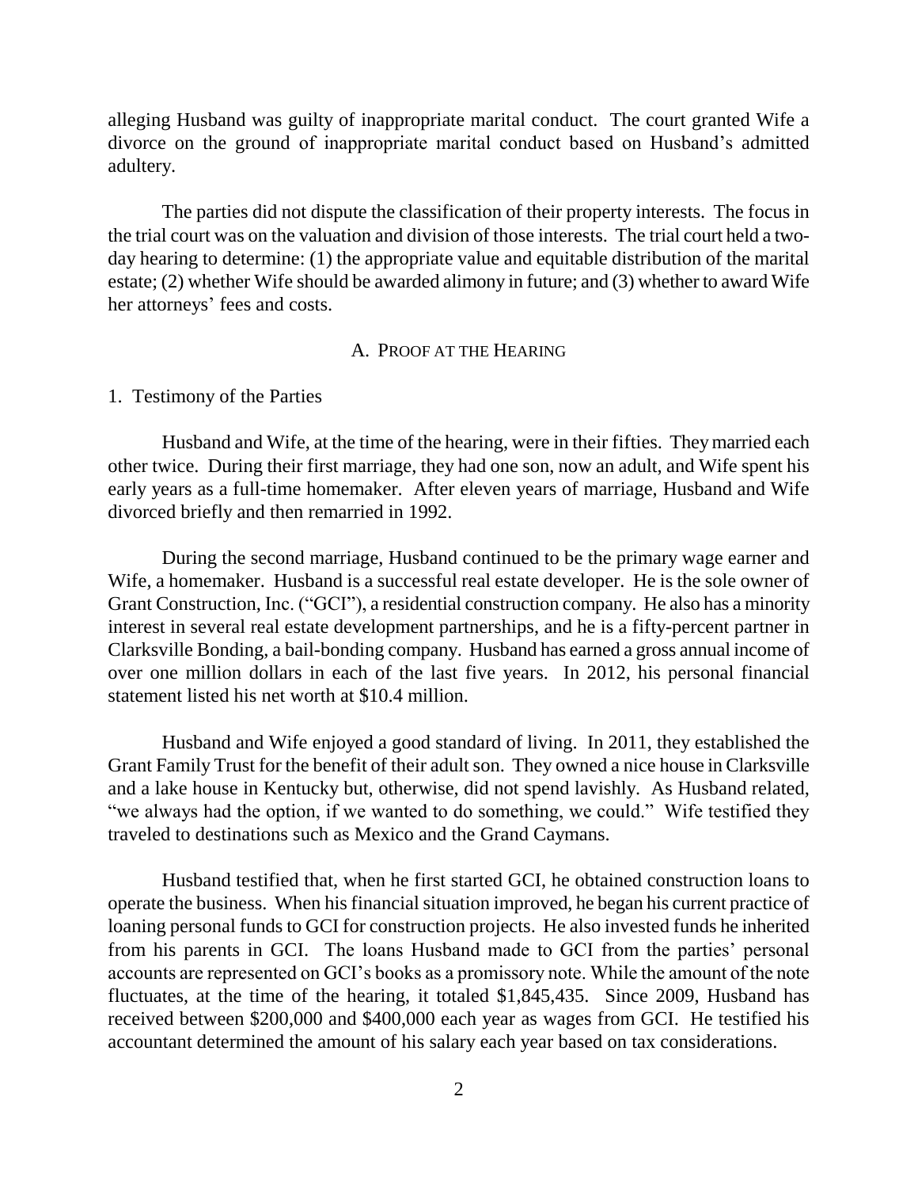alleging Husband was guilty of inappropriate marital conduct. The court granted Wife a divorce on the ground of inappropriate marital conduct based on Husband's admitted adultery.

The parties did not dispute the classification of their property interests. The focus in the trial court was on the valuation and division of those interests. The trial court held a two-day hearing to determine: (1) the appropriate value and equitable distribution of the marital estate; (2) whether Wife should be awarded alimony in future; and (3) whether to award Wife her attorneys' fees and costs.

### A. PROOF AT THE HEARING

#### 1. Testimony of the Parties

Husband and Wife, at the time of the hearing, were in their fifties. They married each other twice. During their first marriage, they had one son, now an adult, and Wife spent his early years as a full-time homemaker. After eleven years of marriage, Husband and Wife divorced briefly and then remarried in 1992.

During the second marriage, Husband continued to be the primary wage earner and Wife, a homemaker. Husband is a successful real estate developer. He is the sole owner of Grant Construction, Inc. ("GCI"), a residential construction company. He also has a minority interest in several real estate development partnerships, and he is a fifty-percent partner in Clarksville Bonding, a bail-bonding company. Husband has earned a gross annual income of over one million dollars in each of the last five years. In 2012, his personal financial statement listed his net worth at $10.4 million.

Husband and Wife enjoyed a good standard of living. In 2011, they established the Grant Family Trust for the benefit of their adult son. They owned a nice house in Clarksville and a lake house in Kentucky but, otherwise, did not spend lavishly. As Husband related, "we always had the option, if we wanted to do something, we could." Wife testified they traveled to destinations such as Mexico and the Grand Caymans.

Husband testified that, when he first started GCI, he obtained construction loans to operate the business. When his financial situation improved, he began his current practice of loaning personal funds to GCI for construction projects. He also invested funds he inherited from his parents in GCI. The loans Husband made to GCI from the parties' personal accounts are represented on GCI's books as a promissory note. While the amount of the note fluctuates, at the time of the hearing, it totaled $1,845,435. Since 2009, Husband has received between $200,000 and $400,000 each year as wages from GCI. He testified his accountant determined the amount of his salary each year based on tax considerations.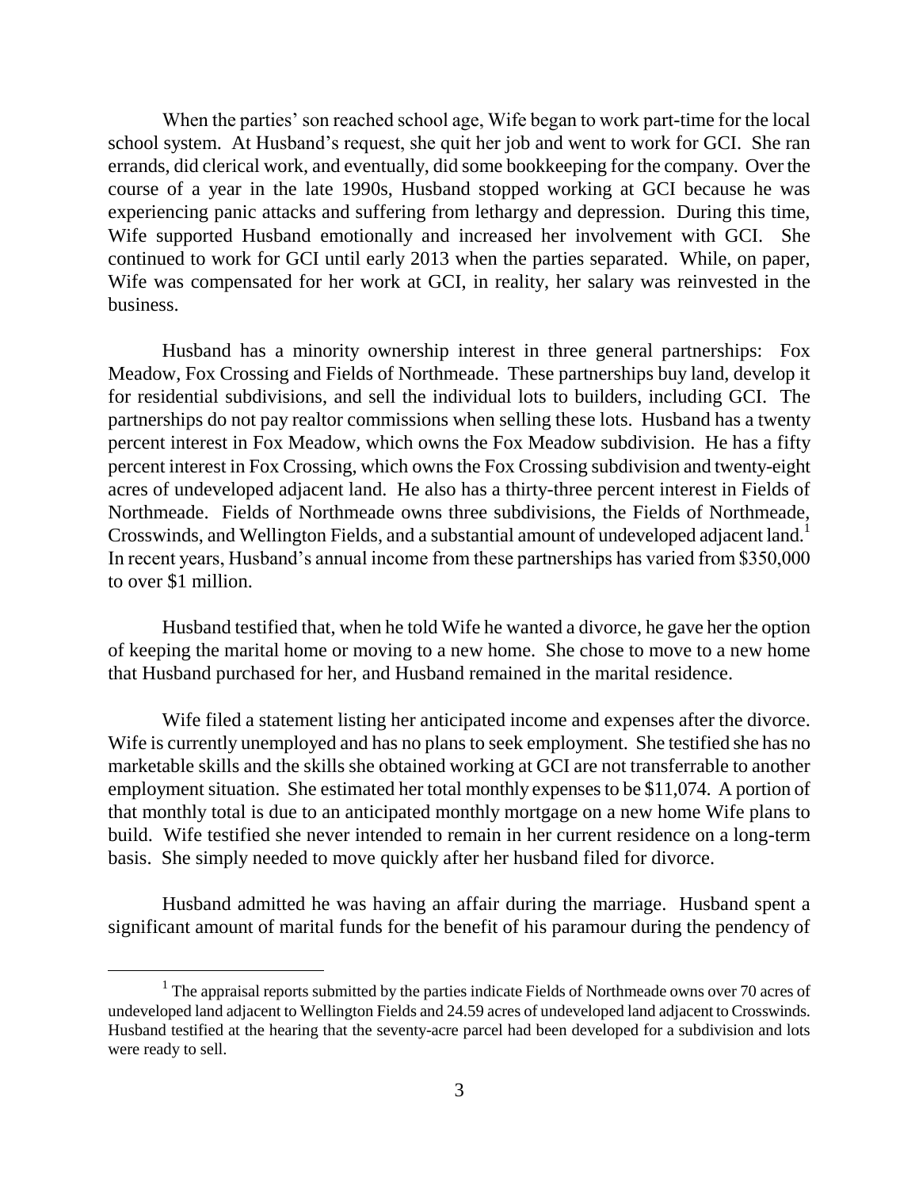When the parties' son reached school age, Wife began to work part-time for the local school system. At Husband's request, she quit her job and went to work for GCI. She ran errands, did clerical work, and eventually, did some bookkeeping for the company. Over the course of a year in the late 1990s, Husband stopped working at GCI because he was experiencing panic attacks and suffering from lethargy and depression. During this time, Wife supported Husband emotionally and increased her involvement with GCI. She continued to work for GCI until early 2013 when the parties separated. While, on paper, Wife was compensated for her work at GCI, in reality, her salary was reinvested in the business.

Husband has a minority ownership interest in three general partnerships: Fox Meadow, Fox Crossing and Fields of Northmeade. These partnerships buy land, develop it for residential subdivisions, and sell the individual lots to builders, including GCI. The partnerships do not pay realtor commissions when selling these lots. Husband has a twenty percent interest in Fox Meadow, which owns the Fox Meadow subdivision. He has a fifty percent interest in Fox Crossing, which owns the Fox Crossing subdivision and twenty-eight acres of undeveloped adjacent land. He also has a thirty-three percent interest in Fields of Northmeade. Fields of Northmeade owns three subdivisions, the Fields of Northmeade, Crosswinds, and Wellington Fields, and a substantial amount of undeveloped adjacent land.[1] In recent years, Husband's annual income from these partnerships has varied from $350,000 to over $1 million.

Husband testified that, when he told Wife he wanted a divorce, he gave her the option of keeping the marital home or moving to a new home. She chose to move to a new home that Husband purchased for her, and Husband remained in the marital residence.

Wife filed a statement listing her anticipated income and expenses after the divorce. Wife is currently unemployed and has no plans to seek employment. She testified she has no marketable skills and the skills she obtained working at GCI are not transferrable to another employment situation. She estimated her total monthly expenses to be $11,074. A portion of that monthly total is due to an anticipated monthly mortgage on a new home Wife plans to build. Wife testified she never intended to remain in her current residence on a long-term basis. She simply needed to move quickly after her husband filed for divorce.

Husband admitted he was having an affair during the marriage. Husband spent a significant amount of marital funds for the benefit of his paramour during the pendency of

[1] The appraisal reports submitted by the parties indicate Fields of Northmeade owns over 70 acres of undeveloped land adjacent to Wellington Fields and 24.59 acres of undeveloped land adjacent to Crosswinds. Husband testified at the hearing that the seventy-acre parcel had been developed for a subdivision and lots were ready to sell.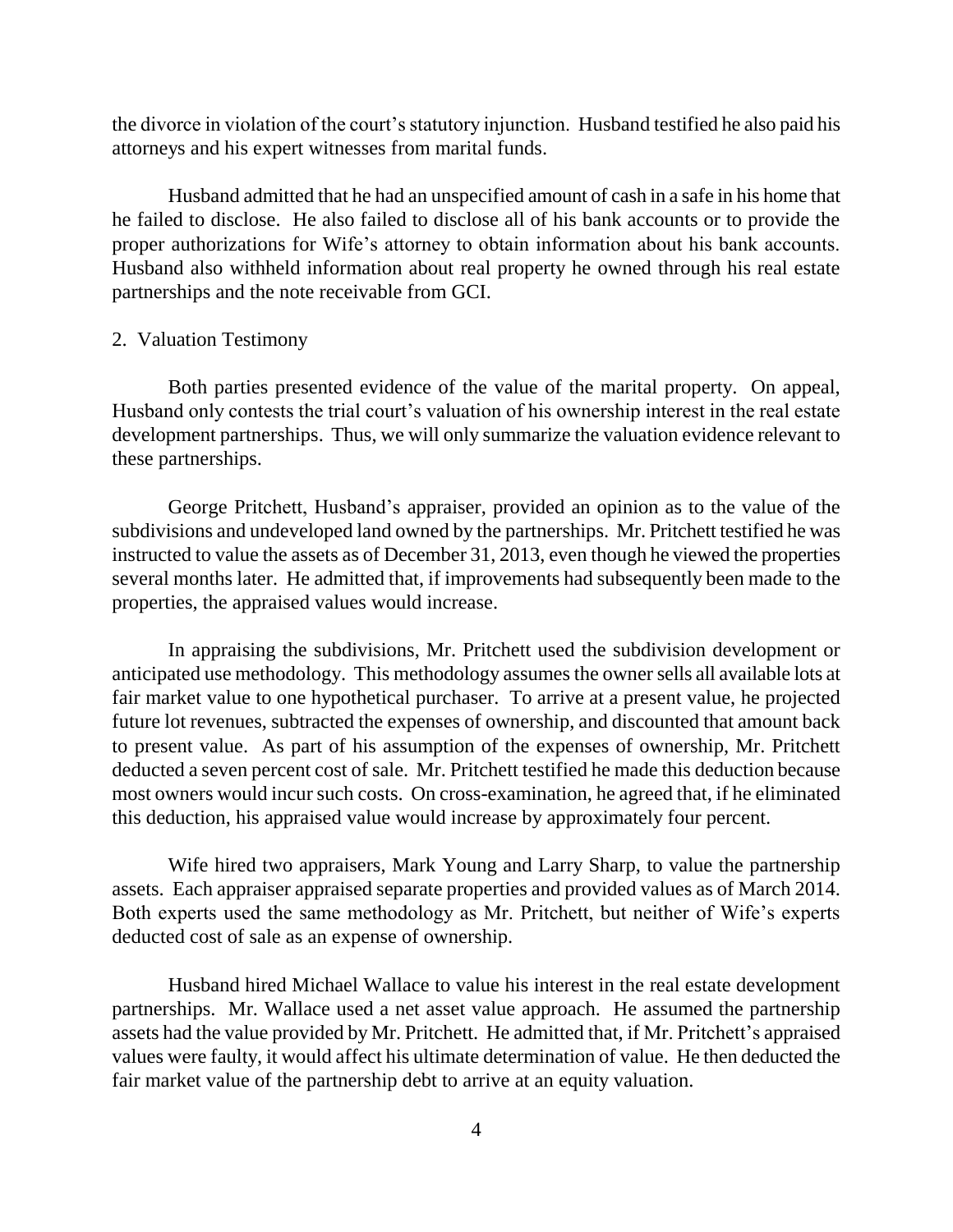the divorce in violation of the court's statutory injunction. Husband testified he also paid his attorneys and his expert witnesses from marital funds.

Husband admitted that he had an unspecified amount of cash in a safe in his home that he failed to disclose. He also failed to disclose all of his bank accounts or to provide the proper authorizations for Wife's attorney to obtain information about his bank accounts. Husband also withheld information about real property he owned through his real estate partnerships and the note receivable from GCI.

2. Valuation Testimony

Both parties presented evidence of the value of the marital property. On appeal, Husband only contests the trial court's valuation of his ownership interest in the real estate development partnerships. Thus, we will only summarize the valuation evidence relevant to these partnerships.

George Pritchett, Husband's appraiser, provided an opinion as to the value of the subdivisions and undeveloped land owned by the partnerships. Mr. Pritchett testified he was instructed to value the assets as of December 31, 2013, even though he viewed the properties several months later. He admitted that, if improvements had subsequently been made to the properties, the appraised values would increase.

In appraising the subdivisions, Mr. Pritchett used the subdivision development or anticipated use methodology. This methodology assumes the owner sells all available lots at fair market value to one hypothetical purchaser. To arrive at a present value, he projected future lot revenues, subtracted the expenses of ownership, and discounted that amount back to present value. As part of his assumption of the expenses of ownership, Mr. Pritchett deducted a seven percent cost of sale. Mr. Pritchett testified he made this deduction because most owners would incur such costs. On cross-examination, he agreed that, if he eliminated this deduction, his appraised value would increase by approximately four percent.

Wife hired two appraisers, Mark Young and Larry Sharp, to value the partnership assets. Each appraiser appraised separate properties and provided values as of March 2014. Both experts used the same methodology as Mr. Pritchett, but neither of Wife's experts deducted cost of sale as an expense of ownership.

Husband hired Michael Wallace to value his interest in the real estate development partnerships. Mr. Wallace used a net asset value approach. He assumed the partnership assets had the value provided by Mr. Pritchett. He admitted that, if Mr. Pritchett's appraised values were faulty, it would affect his ultimate determination of value. He then deducted the fair market value of the partnership debt to arrive at an equity valuation.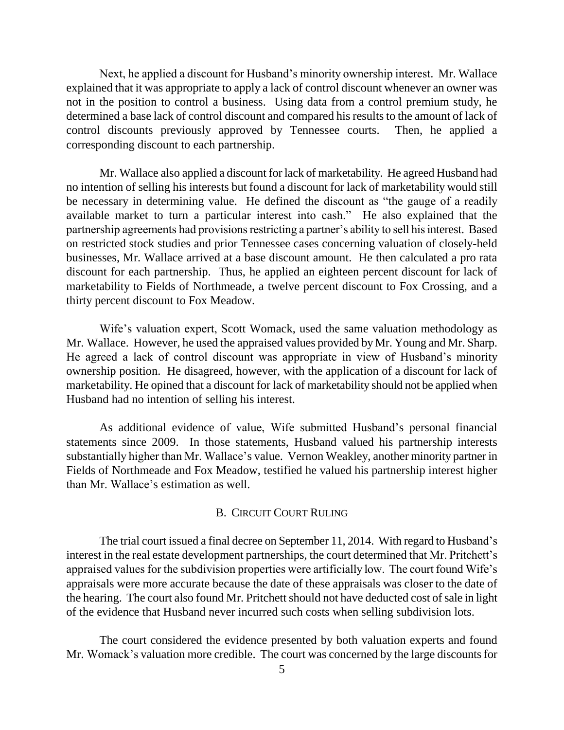Next, he applied a discount for Husband's minority ownership interest. Mr. Wallace explained that it was appropriate to apply a lack of control discount whenever an owner was not in the position to control a business. Using data from a control premium study, he determined a base lack of control discount and compared his results to the amount of lack of control discounts previously approved by Tennessee courts. Then, he applied a corresponding discount to each partnership.

Mr. Wallace also applied a discount for lack of marketability. He agreed Husband had no intention of selling his interests but found a discount for lack of marketability would still be necessary in determining value. He defined the discount as "the gauge of a readily available market to turn a particular interest into cash." He also explained that the partnership agreements had provisions restricting a partner's ability to sell his interest. Based on restricted stock studies and prior Tennessee cases concerning valuation of closely-held businesses, Mr. Wallace arrived at a base discount amount. He then calculated a pro rata discount for each partnership. Thus, he applied an eighteen percent discount for lack of marketability to Fields of Northmeade, a twelve percent discount to Fox Crossing, and a thirty percent discount to Fox Meadow.

Wife's valuation expert, Scott Womack, used the same valuation methodology as Mr. Wallace. However, he used the appraised values provided by Mr. Young and Mr. Sharp. He agreed a lack of control discount was appropriate in view of Husband's minority ownership position. He disagreed, however, with the application of a discount for lack of marketability. He opined that a discount for lack of marketability should not be applied when Husband had no intention of selling his interest.

As additional evidence of value, Wife submitted Husband's personal financial statements since 2009. In those statements, Husband valued his partnership interests substantially higher than Mr. Wallace's value. Vernon Weakley, another minority partner in Fields of Northmeade and Fox Meadow, testified he valued his partnership interest higher than Mr. Wallace's estimation as well.

### B. Circuit Court Ruling

The trial court issued a final decree on September 11, 2014. With regard to Husband's interest in the real estate development partnerships, the court determined that Mr. Pritchett's appraised values for the subdivision properties were artificially low. The court found Wife's appraisals were more accurate because the date of these appraisals was closer to the date of the hearing. The court also found Mr. Pritchett should not have deducted cost of sale in light of the evidence that Husband never incurred such costs when selling subdivision lots.

The court considered the evidence presented by both valuation experts and found Mr. Womack's valuation more credible. The court was concerned by the large discounts for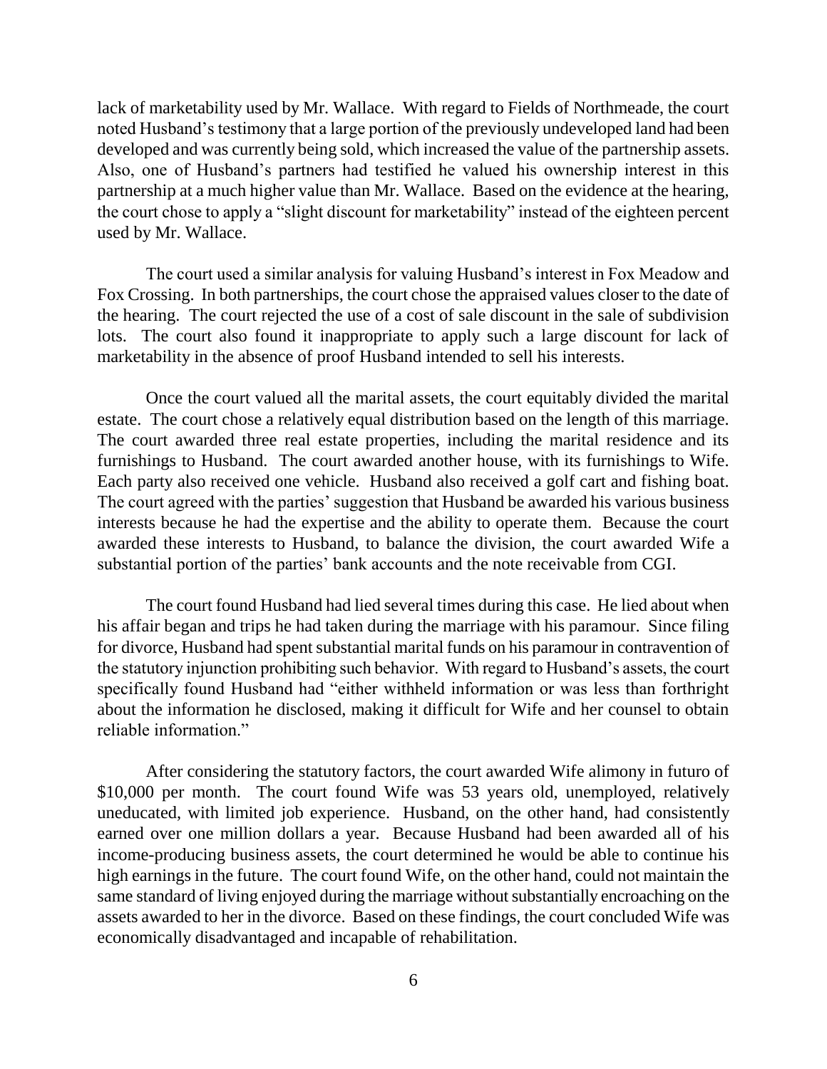lack of marketability used by Mr. Wallace. With regard to Fields of Northmeade, the court noted Husband's testimony that a large portion of the previously undeveloped land had been developed and was currently being sold, which increased the value of the partnership assets. Also, one of Husband's partners had testified he valued his ownership interest in this partnership at a much higher value than Mr. Wallace. Based on the evidence at the hearing, the court chose to apply a "slight discount for marketability" instead of the eighteen percent used by Mr. Wallace.

The court used a similar analysis for valuing Husband's interest in Fox Meadow and Fox Crossing. In both partnerships, the court chose the appraised values closer to the date of the hearing. The court rejected the use of a cost of sale discount in the sale of subdivision lots. The court also found it inappropriate to apply such a large discount for lack of marketability in the absence of proof Husband intended to sell his interests.

Once the court valued all the marital assets, the court equitably divided the marital estate. The court chose a relatively equal distribution based on the length of this marriage. The court awarded three real estate properties, including the marital residence and its furnishings to Husband. The court awarded another house, with its furnishings to Wife. Each party also received one vehicle. Husband also received a golf cart and fishing boat. The court agreed with the parties' suggestion that Husband be awarded his various business interests because he had the expertise and the ability to operate them. Because the court awarded these interests to Husband, to balance the division, the court awarded Wife a substantial portion of the parties' bank accounts and the note receivable from CGI.

The court found Husband had lied several times during this case. He lied about when his affair began and trips he had taken during the marriage with his paramour. Since filing for divorce, Husband had spent substantial marital funds on his paramour in contravention of the statutory injunction prohibiting such behavior. With regard to Husband's assets, the court specifically found Husband had "either withheld information or was less than forthright about the information he disclosed, making it difficult for Wife and her counsel to obtain reliable information."

After considering the statutory factors, the court awarded Wife alimony in futuro of $10,000 per month. The court found Wife was 53 years old, unemployed, relatively uneducated, with limited job experience. Husband, on the other hand, had consistently earned over one million dollars a year. Because Husband had been awarded all of his income-producing business assets, the court determined he would be able to continue his high earnings in the future. The court found Wife, on the other hand, could not maintain the same standard of living enjoyed during the marriage without substantially encroaching on the assets awarded to her in the divorce. Based on these findings, the court concluded Wife was economically disadvantaged and incapable of rehabilitation.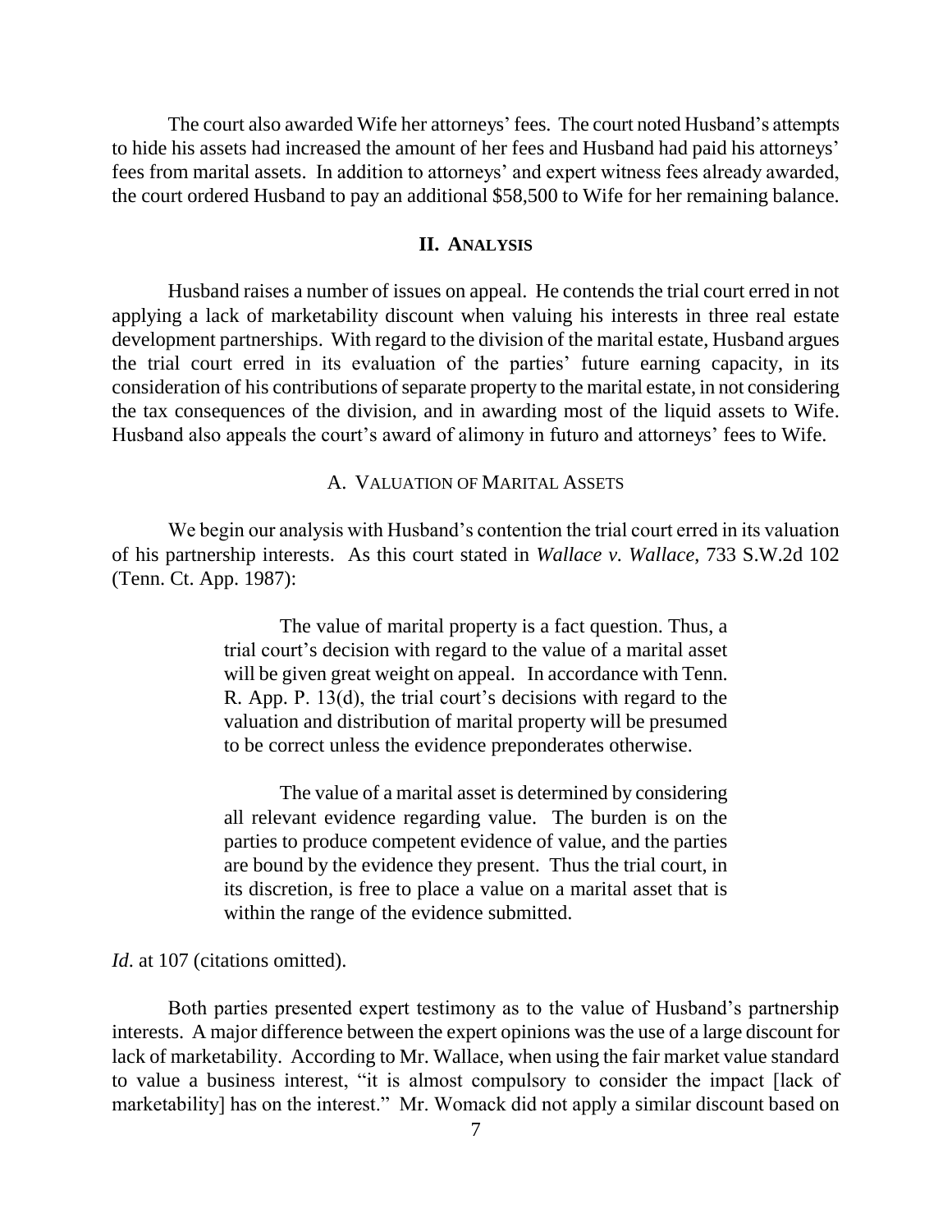The court also awarded Wife her attorneys' fees. The court noted Husband's attempts to hide his assets had increased the amount of her fees and Husband had paid his attorneys' fees from marital assets. In addition to attorneys' and expert witness fees already awarded, the court ordered Husband to pay an additional $58,500 to Wife for her remaining balance.

## II. Analysis

Husband raises a number of issues on appeal. He contends the trial court erred in not applying a lack of marketability discount when valuing his interests in three real estate development partnerships. With regard to the division of the marital estate, Husband argues the trial court erred in its evaluation of the parties' future earning capacity, in its consideration of his contributions of separate property to the marital estate, in not considering the tax consequences of the division, and in awarding most of the liquid assets to Wife. Husband also appeals the court's award of alimony in futuro and attorneys' fees to Wife.

### A. Valuation of Marital Assets

We begin our analysis with Husband's contention the trial court erred in its valuation of his partnership interests. As this court stated in *Wallace v. Wallace*, 733 S.W.2d 102 (Tenn. Ct. App. 1987):

> The value of marital property is a fact question. Thus, a trial court's decision with regard to the value of a marital asset will be given great weight on appeal. In accordance with Tenn. R. App. P. 13(d), the trial court's decisions with regard to the valuation and distribution of marital property will be presumed to be correct unless the evidence preponderates otherwise.
>
> The value of a marital asset is determined by considering all relevant evidence regarding value. The burden is on the parties to produce competent evidence of value, and the parties are bound by the evidence they present. Thus the trial court, in its discretion, is free to place a value on a marital asset that is within the range of the evidence submitted.

*Id*. at 107 (citations omitted).

Both parties presented expert testimony as to the value of Husband's partnership interests. A major difference between the expert opinions was the use of a large discount for lack of marketability. According to Mr. Wallace, when using the fair market value standard to value a business interest, "it is almost compulsory to consider the impact [lack of marketability] has on the interest." Mr. Womack did not apply a similar discount based on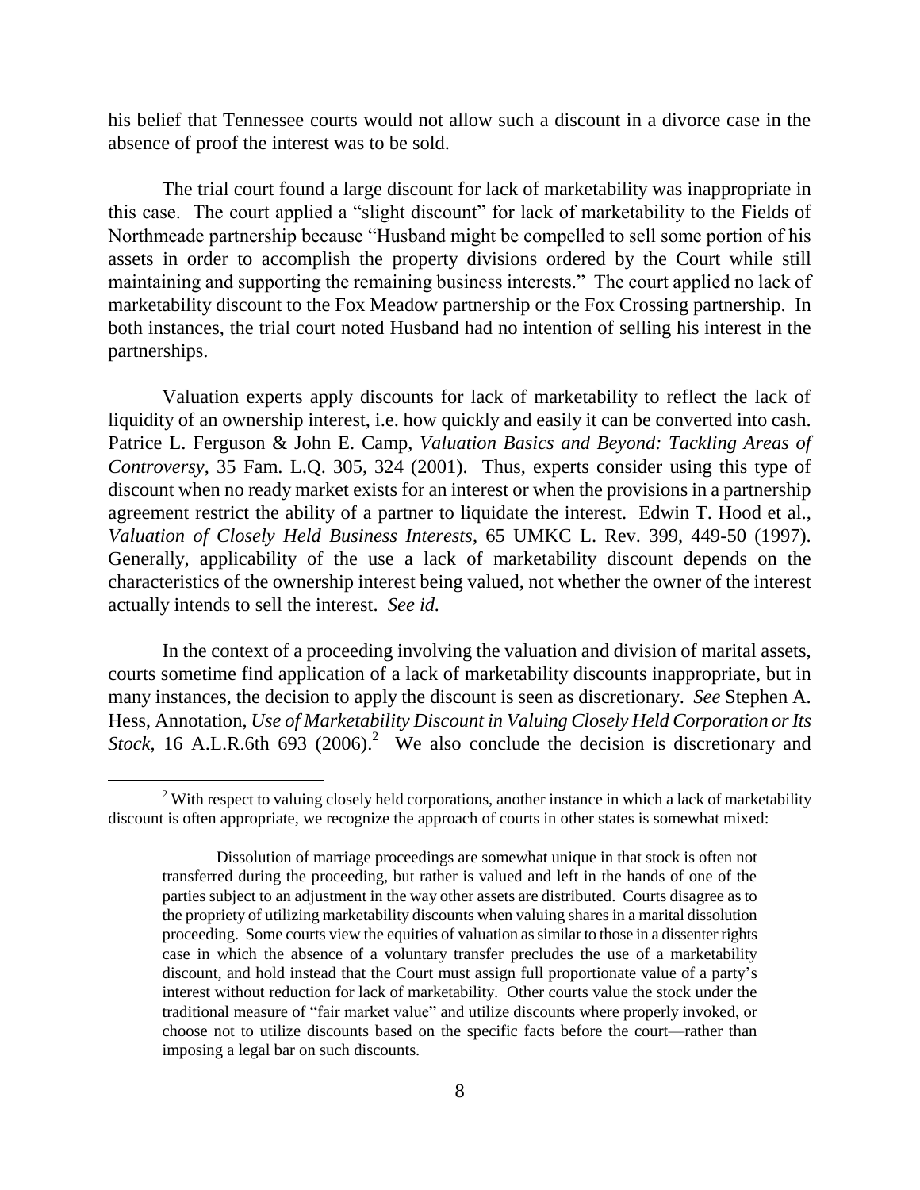his belief that Tennessee courts would not allow such a discount in a divorce case in the absence of proof the interest was to be sold.

The trial court found a large discount for lack of marketability was inappropriate in this case. The court applied a "slight discount" for lack of marketability to the Fields of Northmeade partnership because "Husband might be compelled to sell some portion of his assets in order to accomplish the property divisions ordered by the Court while still maintaining and supporting the remaining business interests." The court applied no lack of marketability discount to the Fox Meadow partnership or the Fox Crossing partnership. In both instances, the trial court noted Husband had no intention of selling his interest in the partnerships.

Valuation experts apply discounts for lack of marketability to reflect the lack of liquidity of an ownership interest, i.e. how quickly and easily it can be converted into cash. Patrice L. Ferguson & John E. Camp, *Valuation Basics and Beyond: Tackling Areas of Controversy*, 35 Fam. L.Q. 305, 324 (2001). Thus, experts consider using this type of discount when no ready market exists for an interest or when the provisions in a partnership agreement restrict the ability of a partner to liquidate the interest. Edwin T. Hood et al., *Valuation of Closely Held Business Interests*, 65 UMKC L. Rev. 399, 449-50 (1997). Generally, applicability of the use a lack of marketability discount depends on the characteristics of the ownership interest being valued, not whether the owner of the interest actually intends to sell the interest. *See id.*

In the context of a proceeding involving the valuation and division of marital assets, courts sometime find application of a lack of marketability discounts inappropriate, but in many instances, the decision to apply the discount is seen as discretionary. *See* Stephen A. Hess, Annotation, *Use of Marketability Discount in Valuing Closely Held Corporation or Its Stock*, 16 A.L.R.6th 693 (2006).[2] We also conclude the decision is discretionary and

[2] With respect to valuing closely held corporations, another instance in which a lack of marketability discount is often appropriate, we recognize the approach of courts in other states is somewhat mixed:

> Dissolution of marriage proceedings are somewhat unique in that stock is often not transferred during the proceeding, but rather is valued and left in the hands of one of the parties subject to an adjustment in the way other assets are distributed. Courts disagree as to the propriety of utilizing marketability discounts when valuing shares in a marital dissolution proceeding. Some courts view the equities of valuation as similar to those in a dissenter rights case in which the absence of a voluntary transfer precludes the use of a marketability discount, and hold instead that the Court must assign full proportionate value of a party's interest without reduction for lack of marketability. Other courts value the stock under the traditional measure of "fair market value" and utilize discounts where properly invoked, or choose not to utilize discounts based on the specific facts before the court—rather than imposing a legal bar on such discounts.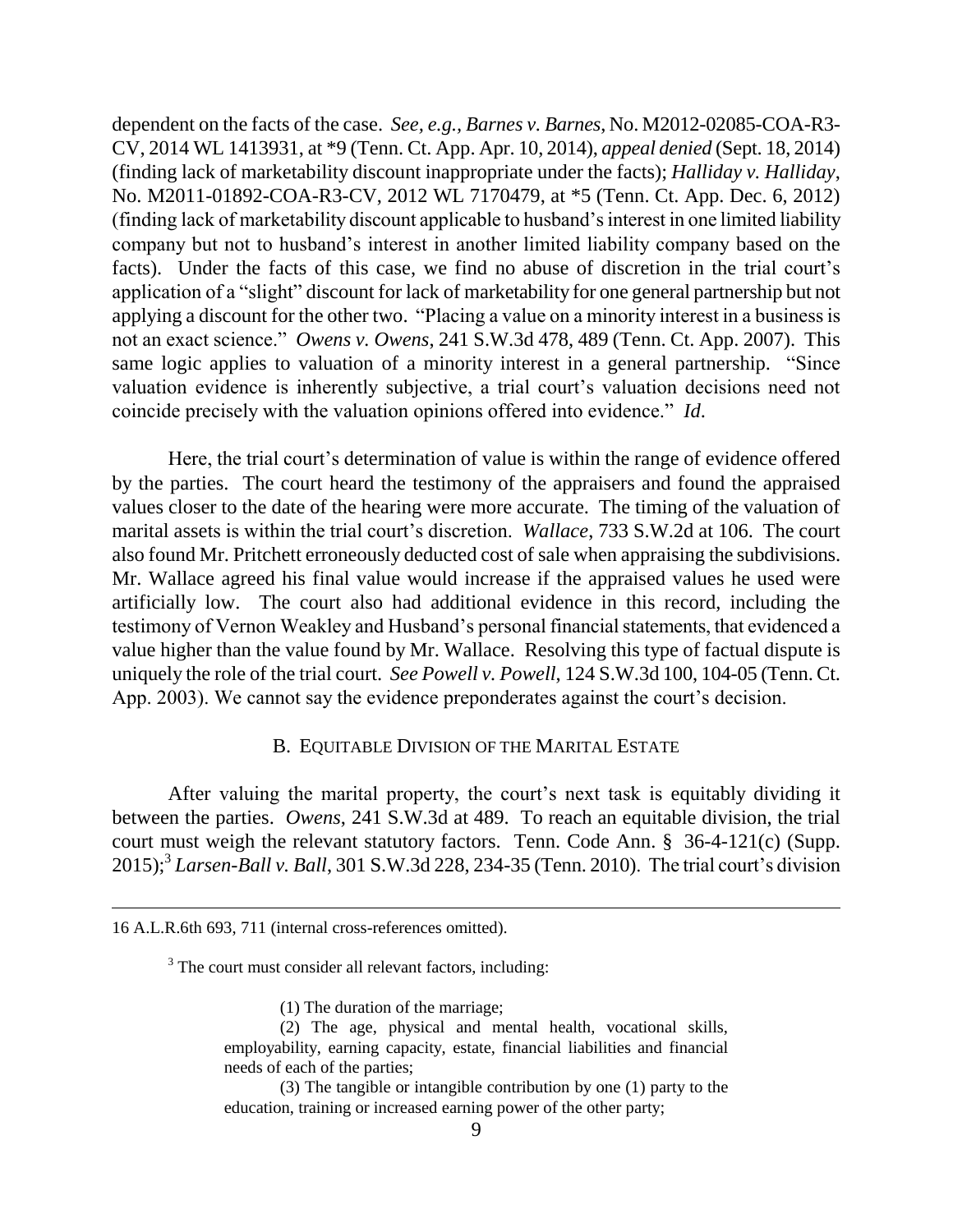dependent on the facts of the case. *See, e.g.*, *Barnes v. Barnes*, No. M2012-02085-COA-R3-CV, 2014 WL 1413931, at *9 (Tenn. Ct. App. Apr. 10, 2014), *appeal denied* (Sept. 18, 2014) (finding lack of marketability discount inappropriate under the facts); *Halliday v. Halliday*, No. M2011-01892-COA-R3-CV, 2012 WL 7170479, at *5 (Tenn. Ct. App. Dec. 6, 2012) (finding lack of marketability discount applicable to husband's interest in one limited liability company but not to husband's interest in another limited liability company based on the facts). Under the facts of this case, we find no abuse of discretion in the trial court's application of a "slight" discount for lack of marketability for one general partnership but not applying a discount for the other two. "Placing a value on a minority interest in a business is not an exact science." *Owens v. Owens*, 241 S.W.3d 478, 489 (Tenn. Ct. App. 2007). This same logic applies to valuation of a minority interest in a general partnership. "Since valuation evidence is inherently subjective, a trial court's valuation decisions need not coincide precisely with the valuation opinions offered into evidence." *Id*.

Here, the trial court's determination of value is within the range of evidence offered by the parties. The court heard the testimony of the appraisers and found the appraised values closer to the date of the hearing were more accurate. The timing of the valuation of marital assets is within the trial court's discretion. *Wallace*, 733 S.W.2d at 106. The court also found Mr. Pritchett erroneously deducted cost of sale when appraising the subdivisions. Mr. Wallace agreed his final value would increase if the appraised values he used were artificially low. The court also had additional evidence in this record, including the testimony of Vernon Weakley and Husband's personal financial statements, that evidenced a value higher than the value found by Mr. Wallace. Resolving this type of factual dispute is uniquely the role of the trial court. *See Powell v. Powell*, 124 S.W.3d 100, 104-05 (Tenn. Ct. App. 2003). We cannot say the evidence preponderates against the court's decision.

### B. Equitable Division of the Marital Estate

After valuing the marital property, the court's next task is equitably dividing it between the parties. *Owens*, 241 S.W.3d at 489. To reach an equitable division, the trial court must weigh the relevant statutory factors. Tenn. Code Ann. § 36-4-121(c) (Supp. 2015);[3] *Larsen-Ball v. Ball*, 301 S.W.3d 228, 234-35 (Tenn. 2010). The trial court's division

---

16 A.L.R.6th 693, 711 (internal cross-references omitted).

[3] The court must consider all relevant factors, including:

> (1) The duration of the marriage;
>
> (2) The age, physical and mental health, vocational skills, employability, earning capacity, estate, financial liabilities and financial needs of each of the parties;
>
> (3) The tangible or intangible contribution by one (1) party to the education, training or increased earning power of the other party;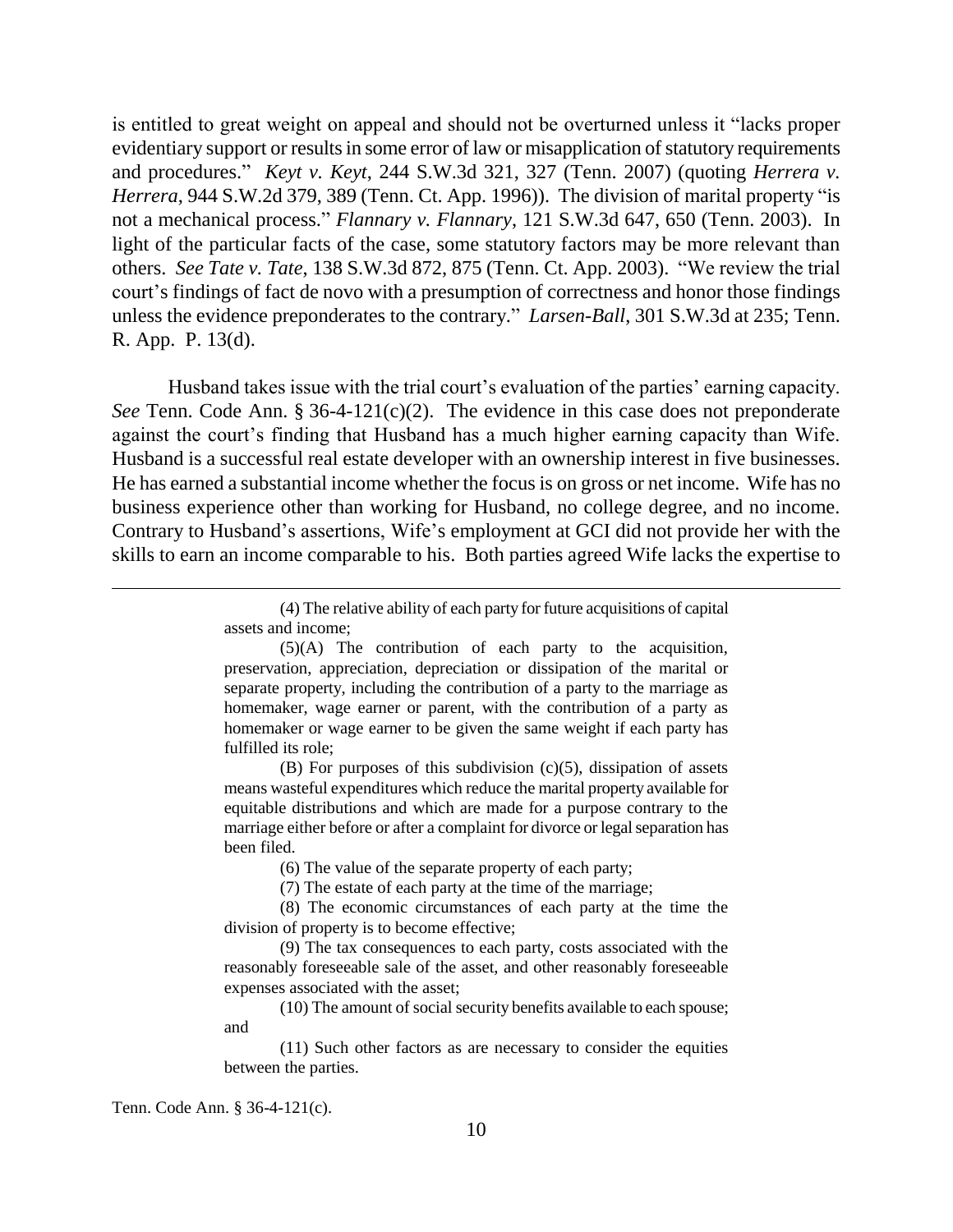is entitled to great weight on appeal and should not be overturned unless it "lacks proper evidentiary support or results in some error of law or misapplication of statutory requirements and procedures." *Keyt v. Keyt*, 244 S.W.3d 321, 327 (Tenn. 2007) (quoting *Herrera v. Herrera*, 944 S.W.2d 379, 389 (Tenn. Ct. App. 1996)). The division of marital property "is not a mechanical process." *Flannary v. Flannary*, 121 S.W.3d 647, 650 (Tenn. 2003). In light of the particular facts of the case, some statutory factors may be more relevant than others. *See Tate v. Tate*, 138 S.W.3d 872, 875 (Tenn. Ct. App. 2003). "We review the trial court's findings of fact de novo with a presumption of correctness and honor those findings unless the evidence preponderates to the contrary." *Larsen-Ball*, 301 S.W.3d at 235; Tenn. R. App. P. 13(d).

Husband takes issue with the trial court's evaluation of the parties' earning capacity. *See* Tenn. Code Ann. § 36-4-121(c)(2). The evidence in this case does not preponderate against the court's finding that Husband has a much higher earning capacity than Wife. Husband is a successful real estate developer with an ownership interest in five businesses. He has earned a substantial income whether the focus is on gross or net income. Wife has no business experience other than working for Husband, no college degree, and no income. Contrary to Husband's assertions, Wife's employment at GCI did not provide her with the skills to earn an income comparable to his. Both parties agreed Wife lacks the expertise to

---

> (4) The relative ability of each party for future acquisitions of capital assets and income;
>
> (5)(A) The contribution of each party to the acquisition, preservation, appreciation, depreciation or dissipation of the marital or separate property, including the contribution of a party to the marriage as homemaker, wage earner or parent, with the contribution of a party as homemaker or wage earner to be given the same weight if each party has fulfilled its role;
>
> (B) For purposes of this subdivision (c)(5), dissipation of assets means wasteful expenditures which reduce the marital property available for equitable distributions and which are made for a purpose contrary to the marriage either before or after a complaint for divorce or legal separation has been filed.
>
> (6) The value of the separate property of each party;
>
> (7) The estate of each party at the time of the marriage;
>
> (8) The economic circumstances of each party at the time the division of property is to become effective;
>
> (9) The tax consequences to each party, costs associated with the reasonably foreseeable sale of the asset, and other reasonably foreseeable expenses associated with the asset;
>
> (10) The amount of social security benefits available to each spouse; and
>
> (11) Such other factors as are necessary to consider the equities between the parties.

Tenn. Code Ann. § 36-4-121(c).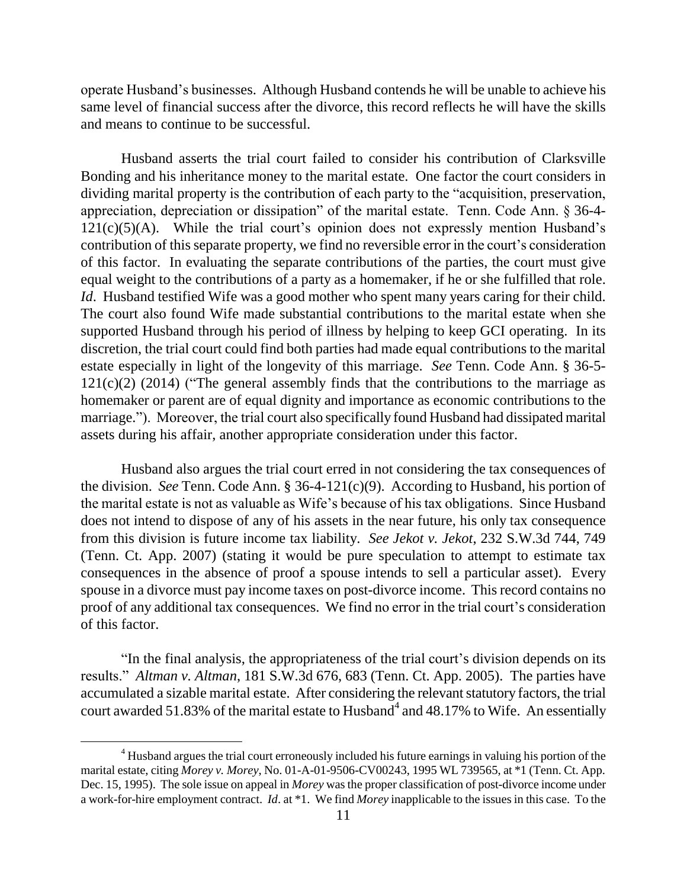operate Husband's businesses. Although Husband contends he will be unable to achieve his same level of financial success after the divorce, this record reflects he will have the skills and means to continue to be successful.

Husband asserts the trial court failed to consider his contribution of Clarksville Bonding and his inheritance money to the marital estate. One factor the court considers in dividing marital property is the contribution of each party to the "acquisition, preservation, appreciation, depreciation or dissipation" of the marital estate. Tenn. Code Ann. § 36-4-121(c)(5)(A). While the trial court's opinion does not expressly mention Husband's contribution of this separate property, we find no reversible error in the court's consideration of this factor. In evaluating the separate contributions of the parties, the court must give equal weight to the contributions of a party as a homemaker, if he or she fulfilled that role. *Id*. Husband testified Wife was a good mother who spent many years caring for their child. The court also found Wife made substantial contributions to the marital estate when she supported Husband through his period of illness by helping to keep GCI operating. In its discretion, the trial court could find both parties had made equal contributions to the marital estate especially in light of the longevity of this marriage. *See* Tenn. Code Ann. § 36-5-121(c)(2) (2014) ("The general assembly finds that the contributions to the marriage as homemaker or parent are of equal dignity and importance as economic contributions to the marriage."). Moreover, the trial court also specifically found Husband had dissipated marital assets during his affair, another appropriate consideration under this factor.

Husband also argues the trial court erred in not considering the tax consequences of the division. *See* Tenn. Code Ann. § 36-4-121(c)(9). According to Husband, his portion of the marital estate is not as valuable as Wife's because of his tax obligations. Since Husband does not intend to dispose of any of his assets in the near future, his only tax consequence from this division is future income tax liability. *See Jekot v. Jekot*, 232 S.W.3d 744, 749 (Tenn. Ct. App. 2007) (stating it would be pure speculation to attempt to estimate tax consequences in the absence of proof a spouse intends to sell a particular asset). Every spouse in a divorce must pay income taxes on post-divorce income. This record contains no proof of any additional tax consequences. We find no error in the trial court's consideration of this factor.

"In the final analysis, the appropriateness of the trial court's division depends on its results." *Altman v. Altman*, 181 S.W.3d 676, 683 (Tenn. Ct. App. 2005). The parties have accumulated a sizable marital estate. After considering the relevant statutory factors, the trial court awarded 51.83% of the marital estate to Husband[4] and 48.17% to Wife. An essentially

[4] Husband argues the trial court erroneously included his future earnings in valuing his portion of the marital estate, citing *Morey v. Morey*, No. 01-A-01-9506-CV00243, 1995 WL 739565, at *1 (Tenn. Ct. App. Dec. 15, 1995). The sole issue on appeal in *Morey* was the proper classification of post-divorce income under a work-for-hire employment contract. *Id*. at *1. We find *Morey* inapplicable to the issues in this case. To the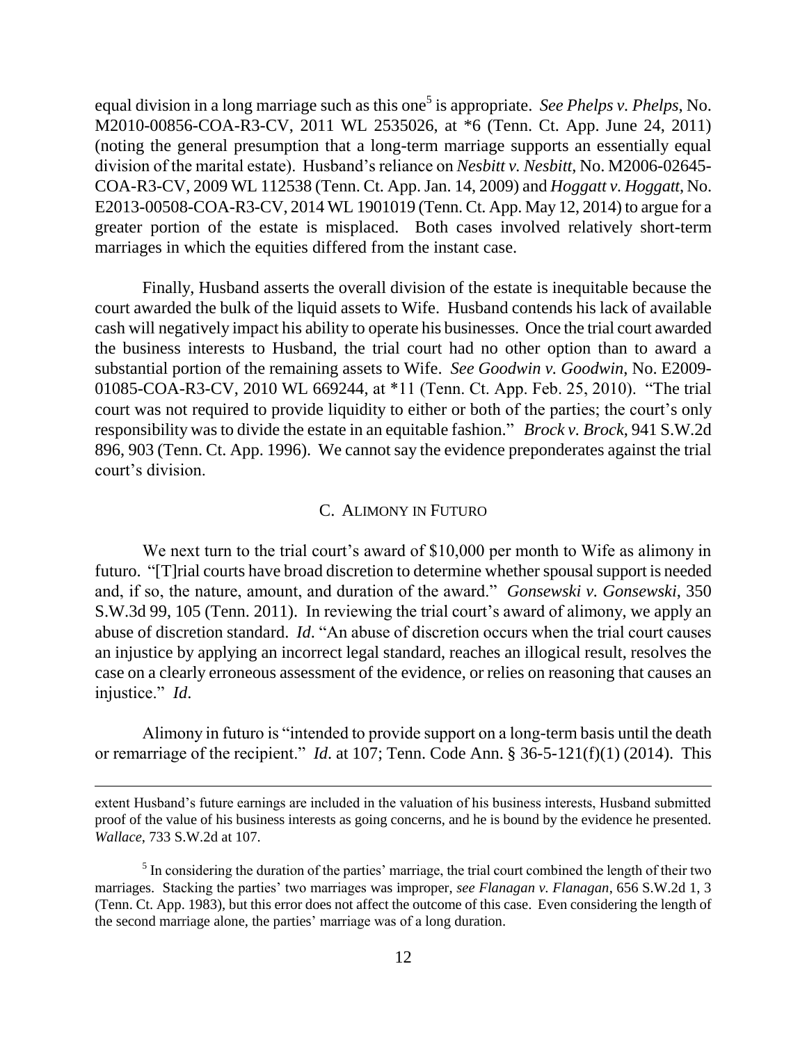equal division in a long marriage such as this one[5] is appropriate. *See Phelps v. Phelps*, No. M2010-00856-COA-R3-CV, 2011 WL 2535026, at *6 (Tenn. Ct. App. June 24, 2011) (noting the general presumption that a long-term marriage supports an essentially equal division of the marital estate). Husband's reliance on *Nesbitt v. Nesbitt*, No. M2006-02645-COA-R3-CV, 2009 WL 112538 (Tenn. Ct. App. Jan. 14, 2009) and *Hoggatt v. Hoggatt*, No. E2013-00508-COA-R3-CV, 2014 WL 1901019 (Tenn. Ct. App. May 12, 2014) to argue for a greater portion of the estate is misplaced. Both cases involved relatively short-term marriages in which the equities differed from the instant case.

Finally, Husband asserts the overall division of the estate is inequitable because the court awarded the bulk of the liquid assets to Wife. Husband contends his lack of available cash will negatively impact his ability to operate his businesses. Once the trial court awarded the business interests to Husband, the trial court had no other option than to award a substantial portion of the remaining assets to Wife. *See Goodwin v. Goodwin*, No. E2009-01085-COA-R3-CV, 2010 WL 669244, at *11 (Tenn. Ct. App. Feb. 25, 2010). "The trial court was not required to provide liquidity to either or both of the parties; the court's only responsibility was to divide the estate in an equitable fashion." *Brock v. Brock*, 941 S.W.2d 896, 903 (Tenn. Ct. App. 1996). We cannot say the evidence preponderates against the trial court's division.

### C. ALIMONY IN FUTURO

We next turn to the trial court's award of $10,000 per month to Wife as alimony in futuro. "[T]rial courts have broad discretion to determine whether spousal support is needed and, if so, the nature, amount, and duration of the award." *Gonsewski v. Gonsewski*, 350 S.W.3d 99, 105 (Tenn. 2011). In reviewing the trial court's award of alimony, we apply an abuse of discretion standard. *Id*. "An abuse of discretion occurs when the trial court causes an injustice by applying an incorrect legal standard, reaches an illogical result, resolves the case on a clearly erroneous assessment of the evidence, or relies on reasoning that causes an injustice." *Id*.

Alimony in futuro is "intended to provide support on a long-term basis until the death or remarriage of the recipient." *Id*. at 107; Tenn. Code Ann. § 36-5-121(f)(1) (2014). This

---

extent Husband's future earnings are included in the valuation of his business interests, Husband submitted proof of the value of his business interests as going concerns, and he is bound by the evidence he presented. *Wallace*, 733 S.W.2d at 107.

[5] In considering the duration of the parties' marriage, the trial court combined the length of their two marriages. Stacking the parties' two marriages was improper, *see Flanagan v. Flanagan*, 656 S.W.2d 1, 3 (Tenn. Ct. App. 1983), but this error does not affect the outcome of this case. Even considering the length of the second marriage alone, the parties' marriage was of a long duration.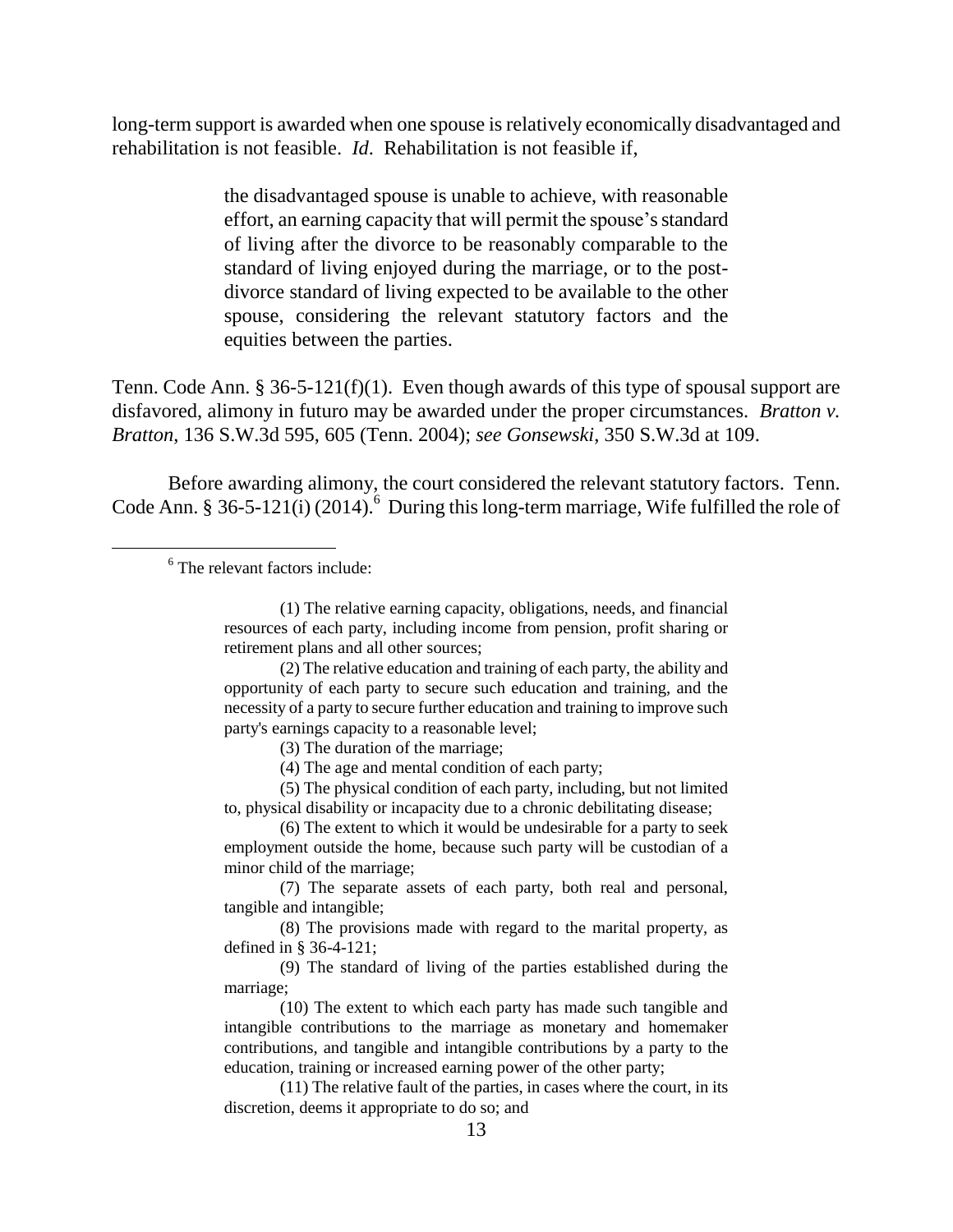long-term support is awarded when one spouse is relatively economically disadvantaged and rehabilitation is not feasible. *Id*. Rehabilitation is not feasible if,

> the disadvantaged spouse is unable to achieve, with reasonable effort, an earning capacity that will permit the spouse's standard of living after the divorce to be reasonably comparable to the standard of living enjoyed during the marriage, or to the post-divorce standard of living expected to be available to the other spouse, considering the relevant statutory factors and the equities between the parties.

Tenn. Code Ann. § 36-5-121(f)(1). Even though awards of this type of spousal support are disfavored, alimony in futuro may be awarded under the proper circumstances. *Bratton v. Bratton*, 136 S.W.3d 595, 605 (Tenn. 2004); *see Gonsewski*, 350 S.W.3d at 109.

Before awarding alimony, the court considered the relevant statutory factors. Tenn. Code Ann. § 36-5-121(i) (2014).[6] During this long-term marriage, Wife fulfilled the role of

---

[6] The relevant factors include:

> (1) The relative earning capacity, obligations, needs, and financial resources of each party, including income from pension, profit sharing or retirement plans and all other sources;
>
> (2) The relative education and training of each party, the ability and opportunity of each party to secure such education and training, and the necessity of a party to secure further education and training to improve such party's earnings capacity to a reasonable level;
>
> (3) The duration of the marriage;
>
> (4) The age and mental condition of each party;
>
> (5) The physical condition of each party, including, but not limited to, physical disability or incapacity due to a chronic debilitating disease;
>
> (6) The extent to which it would be undesirable for a party to seek employment outside the home, because such party will be custodian of a minor child of the marriage;
>
> (7) The separate assets of each party, both real and personal, tangible and intangible;
>
> (8) The provisions made with regard to the marital property, as defined in § 36-4-121;
>
> (9) The standard of living of the parties established during the marriage;
>
> (10) The extent to which each party has made such tangible and intangible contributions to the marriage as monetary and homemaker contributions, and tangible and intangible contributions by a party to the education, training or increased earning power of the other party;
>
> (11) The relative fault of the parties, in cases where the court, in its discretion, deems it appropriate to do so; and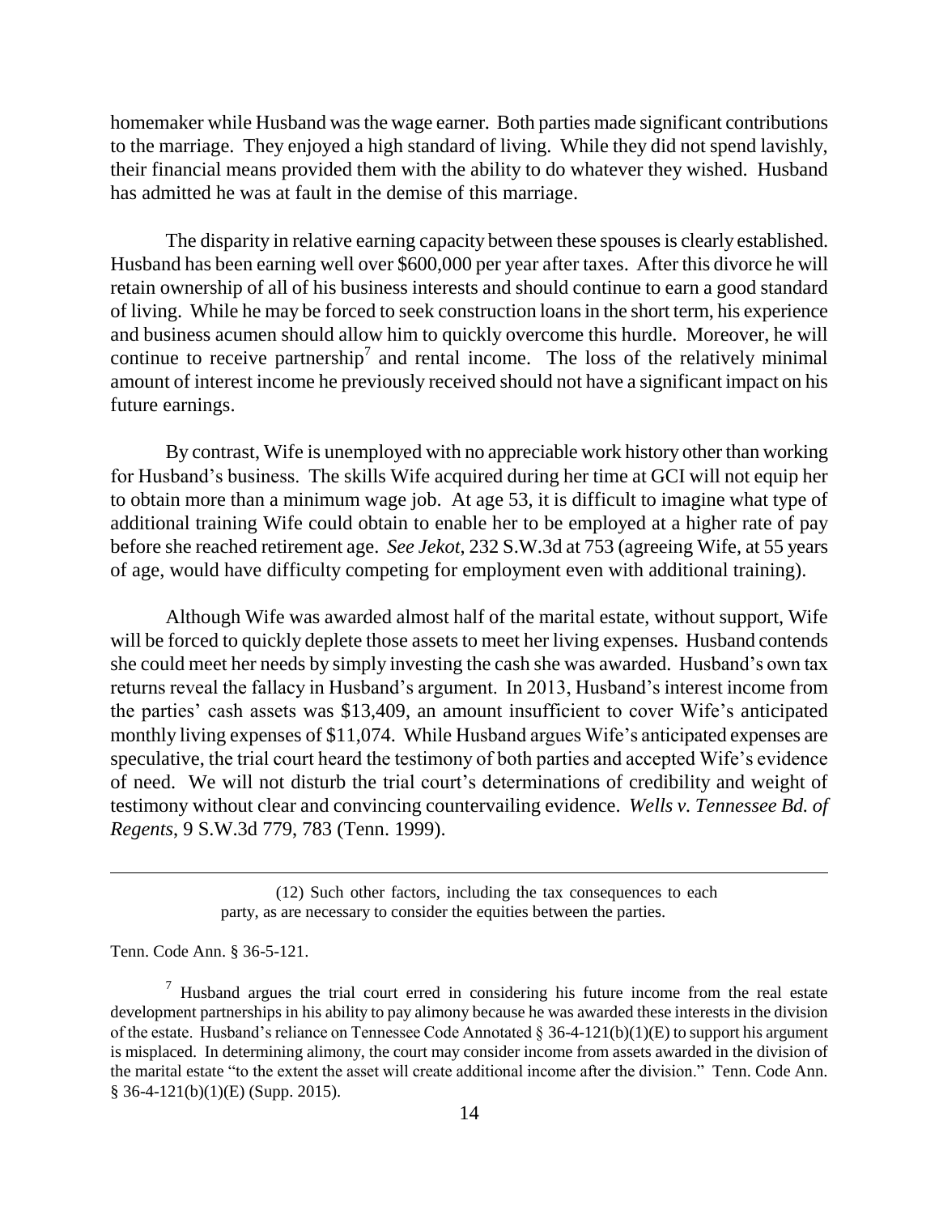homemaker while Husband was the wage earner. Both parties made significant contributions to the marriage. They enjoyed a high standard of living. While they did not spend lavishly, their financial means provided them with the ability to do whatever they wished. Husband has admitted he was at fault in the demise of this marriage.

The disparity in relative earning capacity between these spouses is clearly established. Husband has been earning well over $600,000 per year after taxes. After this divorce he will retain ownership of all of his business interests and should continue to earn a good standard of living. While he may be forced to seek construction loans in the short term, his experience and business acumen should allow him to quickly overcome this hurdle. Moreover, he will continue to receive partnership[7] and rental income. The loss of the relatively minimal amount of interest income he previously received should not have a significant impact on his future earnings.

By contrast, Wife is unemployed with no appreciable work history other than working for Husband's business. The skills Wife acquired during her time at GCI will not equip her to obtain more than a minimum wage job. At age 53, it is difficult to imagine what type of additional training Wife could obtain to enable her to be employed at a higher rate of pay before she reached retirement age. *See Jekot*, 232 S.W.3d at 753 (agreeing Wife, at 55 years of age, would have difficulty competing for employment even with additional training).

Although Wife was awarded almost half of the marital estate, without support, Wife will be forced to quickly deplete those assets to meet her living expenses. Husband contends she could meet her needs by simply investing the cash she was awarded. Husband's own tax returns reveal the fallacy in Husband's argument. In 2013, Husband's interest income from the parties' cash assets was $13,409, an amount insufficient to cover Wife's anticipated monthly living expenses of $11,074. While Husband argues Wife's anticipated expenses are speculative, the trial court heard the testimony of both parties and accepted Wife's evidence of need. We will not disturb the trial court's determinations of credibility and weight of testimony without clear and convincing countervailing evidence. *Wells v. Tennessee Bd. of Regents*, 9 S.W.3d 779, 783 (Tenn. 1999).

---

> (12) Such other factors, including the tax consequences to each party, as are necessary to consider the equities between the parties.

Tenn. Code Ann. § 36-5-121.

[7] Husband argues the trial court erred in considering his future income from the real estate development partnerships in his ability to pay alimony because he was awarded these interests in the division of the estate. Husband's reliance on Tennessee Code Annotated § 36-4-121(b)(1)(E) to support his argument is misplaced. In determining alimony, the court may consider income from assets awarded in the division of the marital estate "to the extent the asset will create additional income after the division." Tenn. Code Ann. § 36-4-121(b)(1)(E) (Supp. 2015).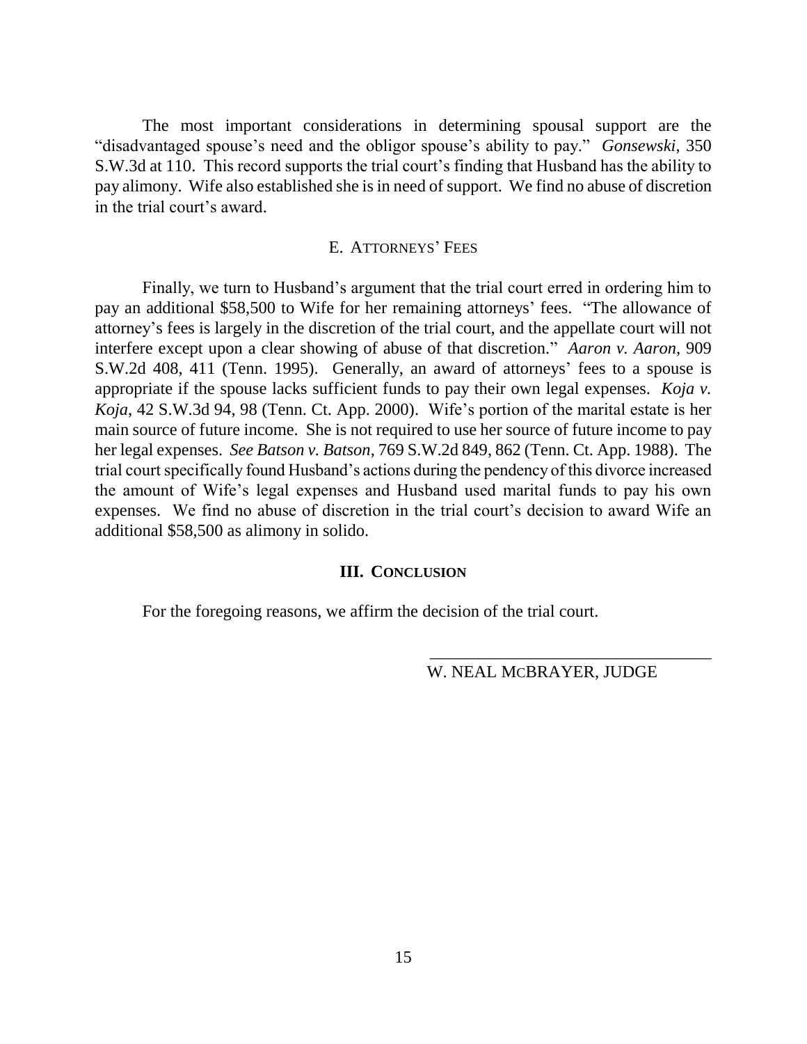The most important considerations in determining spousal support are the "disadvantaged spouse's need and the obligor spouse's ability to pay." *Gonsewski*, 350 S.W.3d at 110. This record supports the trial court's finding that Husband has the ability to pay alimony. Wife also established she is in need of support. We find no abuse of discretion in the trial court's award.

### E. Attorneys' Fees

Finally, we turn to Husband's argument that the trial court erred in ordering him to pay an additional $58,500 to Wife for her remaining attorneys' fees. "The allowance of attorney's fees is largely in the discretion of the trial court, and the appellate court will not interfere except upon a clear showing of abuse of that discretion." *Aaron v. Aaron*, 909 S.W.2d 408, 411 (Tenn. 1995). Generally, an award of attorneys' fees to a spouse is appropriate if the spouse lacks sufficient funds to pay their own legal expenses. *Koja v. Koja*, 42 S.W.3d 94, 98 (Tenn. Ct. App. 2000). Wife's portion of the marital estate is her main source of future income. She is not required to use her source of future income to pay her legal expenses. *See Batson v. Batson*, 769 S.W.2d 849, 862 (Tenn. Ct. App. 1988). The trial court specifically found Husband's actions during the pendency of this divorce increased the amount of Wife's legal expenses and Husband used marital funds to pay his own expenses. We find no abuse of discretion in the trial court's decision to award Wife an additional $58,500 as alimony in solido.

## III. Conclusion

For the foregoing reasons, we affirm the decision of the trial court.

_________________________________

W. NEAL MCBRAYER, JUDGE